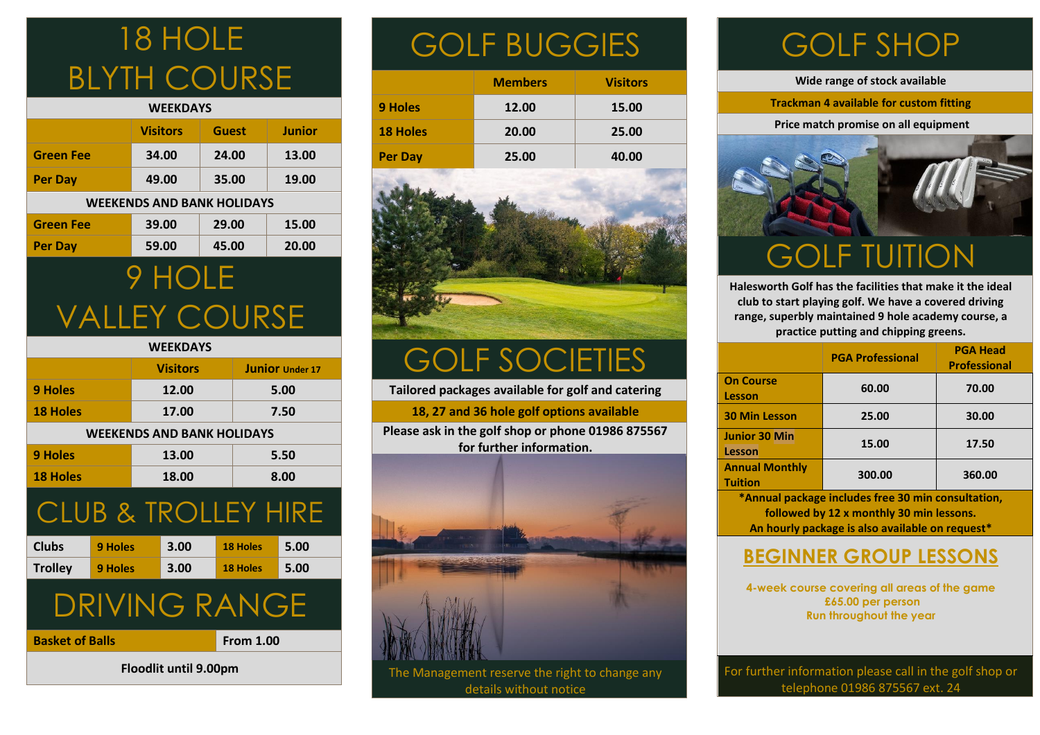# 18 HOLE BLYTH COURSE

| WEEKDAYS | | | |
|---|---|---|---|
| | Visitors | Guest | Junior |
| Green Fee | 34.00 | 24.00 | 13.00 |
| Per Day | 49.00 | 35.00 | 19.00 |
| **WEEKENDS AND BANK HOLIDAYS** | | | |
| Green Fee | 39.00 | 29.00 | 15.00 |
| Per Day | 59.00 | 45.00 | 20.00 |

# 9 HOLE VALLEY COURSE

| WEEKDAYS | | |
|---|---|---|
| | Visitors | Junior Under 17 |
| 9 Holes | 12.00 | 5.00 |
| 18 Holes | 17.00 | 7.50 |
| **WEEKENDS AND BANK HOLIDAYS** | | |
| 9 Holes | 13.00 | 5.50 |
| 18 Holes | 18.00 | 8.00 |

# CLUB & TROLLEY HIRE

| | | | | |
|---|---|---|---|---|
| Clubs | 9 Holes | 3.00 | 18 Holes | 5.00 |
| Trolley | 9 Holes | 3.00 | 18 Holes | 5.00 |

# DRIVING RANGE

| | |
|---|---|
| Basket of Balls | From 1.00 |

**Floodlit until 9.00pm**

# GOLF BUGGIES

| | Members | Visitors |
|---|---|---|
| 9 Holes | 12.00 | 15.00 |
| 18 Holes | 20.00 | 25.00 |
| Per Day | 25.00 | 40.00 |

# GOLF SOCIETIES

**Tailored packages available for golf and catering**

**18, 27 and 36 hole golf options available**

**Please ask in the golf shop or phone 01986 875567 for further information.**

The Management reserve the right to change any details without notice

# GOLF SHOP

**Wide range of stock available**

**Trackman 4 available for custom fitting**

**Price match promise on all equipment**

# GOLF TUITION

**Halesworth Golf has the facilities that make it the ideal club to start playing golf. We have a covered driving range, superbly maintained 9 hole academy course, a practice putting and chipping greens.**

| | PGA Professional | PGA Head Professional |
|---|---|---|
| On Course Lesson | 60.00 | 70.00 |
| 30 Min Lesson | 25.00 | 30.00 |
| Junior 30 Min Lesson | 15.00 | 17.50 |
| Annual Monthly Tuition | 300.00 | 360.00 |

**\*Annual package includes free 30 min consultation, followed by 12 x monthly 30 min lessons. An hourly package is also available on request\***

## BEGINNER GROUP LESSONS

4-week course covering all areas of the game
£65.00 per person
Run throughout the year

For further information please call in the golf shop or telephone 01986 875567 ext. 24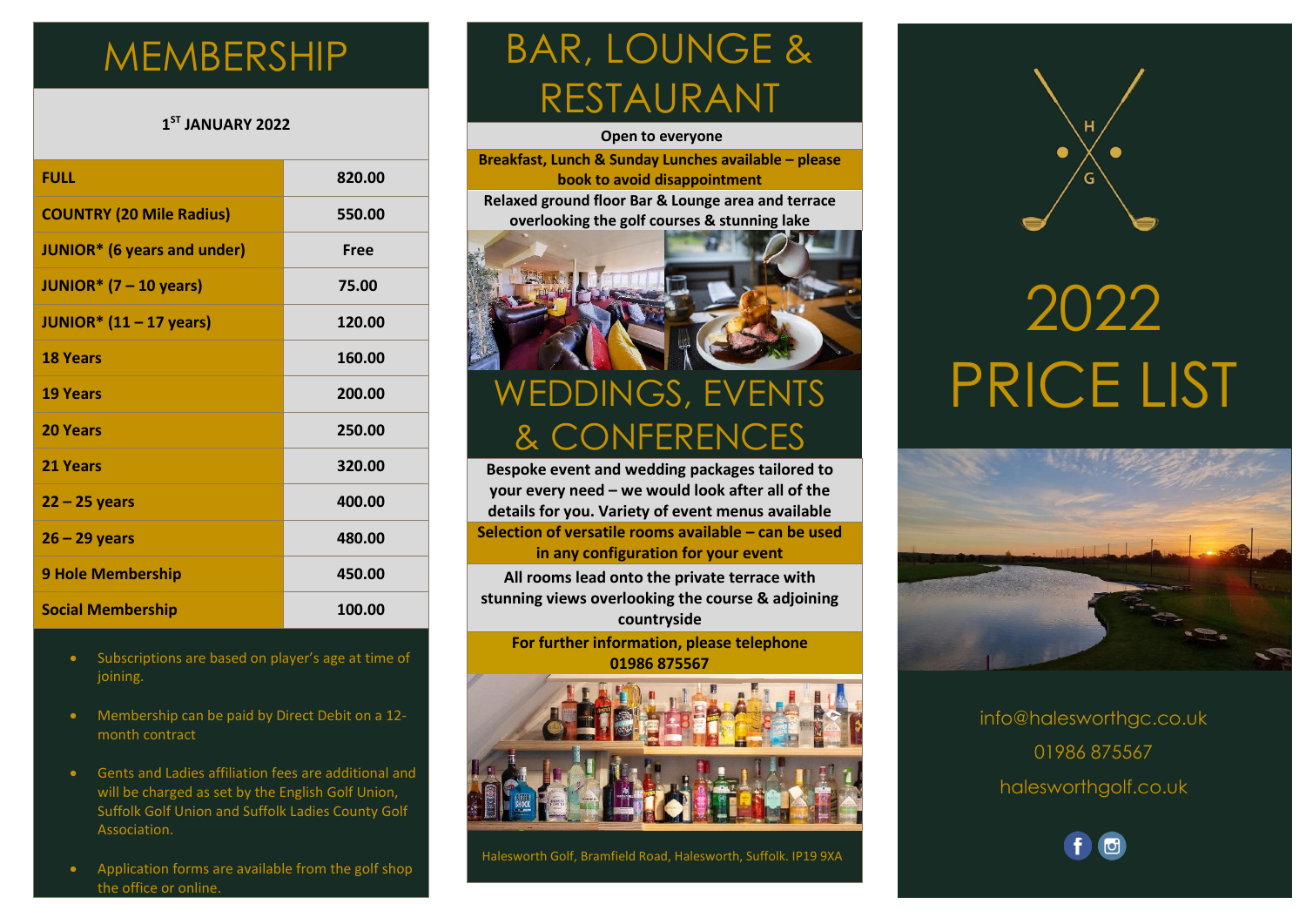# MEMBERSHIP

| 1ST JANUARY 2022 | |
|---|---|
| FULL | 820.00 |
| COUNTRY (20 Mile Radius) | 550.00 |
| JUNIOR* (6 years and under) | Free |
| JUNIOR* (7 – 10 years) | 75.00 |
| JUNIOR* (11 – 17 years) | 120.00 |
| 18 Years | 160.00 |
| 19 Years | 200.00 |
| 20 Years | 250.00 |
| 21 Years | 320.00 |
| 22 – 25 years | 400.00 |
| 26 – 29 years | 480.00 |
| 9 Hole Membership | 450.00 |
| Social Membership | 100.00 |

- Subscriptions are based on player's age at time of joining.
- Membership can be paid by Direct Debit on a 12-month contract
- Gents and Ladies affiliation fees are additional and will be charged as set by the English Golf Union, Suffolk Golf Union and Suffolk Ladies County Golf Association.
- Application forms are available from the golf shop the office or online.

# BAR, LOUNGE & RESTAURANT

**Open to everyone**

**Breakfast, Lunch & Sunday Lunches available – please book to avoid disappointment**

**Relaxed ground floor Bar & Lounge area and terrace overlooking the golf courses & stunning lake**

# WEDDINGS, EVENTS & CONFERENCES

**Bespoke event and wedding packages tailored to your every need – we would look after all of the details for you. Variety of event menus available**

**Selection of versatile rooms available – can be used in any configuration for your event**

**All rooms lead onto the private terrace with stunning views overlooking the course & adjoining countryside**

**For further information, please telephone 01986 875567**

Halesworth Golf, Bramfield Road, Halesworth, Suffolk. IP19 9XA

# 2022 PRICE LIST

info@halesworthgc.co.uk

01986 875567

halesworthgolf.co.uk